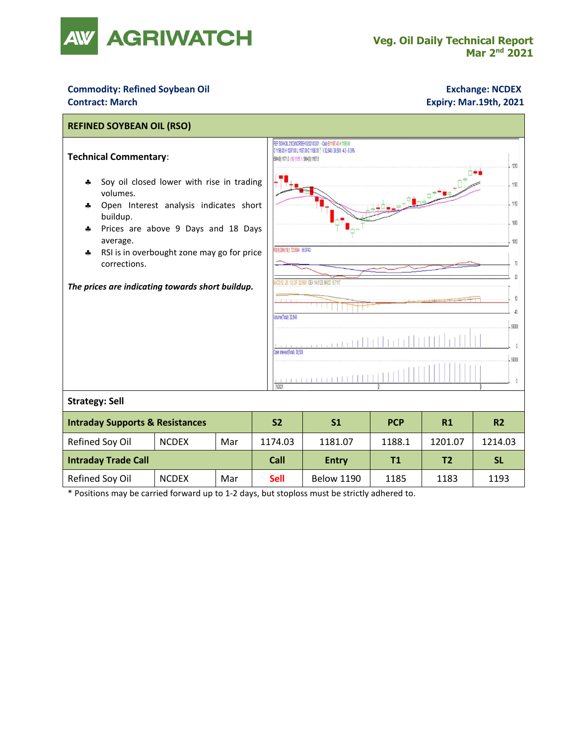# AGRIWATCH

**Veg. Oil Daily Technical Report**
**Mar 2nd 2021**

**Commodity: Refined Soybean Oil** | **Exchange: NCDEX**
**Contract: March** | **Expiry: Mar.19th, 2021**

## REFINED SOYBEAN OIL (RSO)

**Technical Commentary**:

- Soy oil closed lower with rise in trading volumes.
- Open Interest analysis indicates short buildup.
- Prices are above 9 Days and 18 Days average.
- RSI is in overbought zone may go for price corrections.

*The prices are indicating towards short buildup.*

**Strategy: Sell**

| Intraday Supports & Resistances | | | S2 | S1 | PCP | R1 | R2 |
|---|---|---|---|---|---|---|---|
| Refined Soy Oil | NCDEX | Mar | 1174.03 | 1181.07 | 1188.1 | 1201.07 | 1214.03 |
| **Intraday Trade Call** | | | **Call** | **Entry** | **T1** | **T2** | **SL** |
| Refined Soy Oil | NCDEX | Mar | Sell | Below 1190 | 1185 | 1183 | 1193 |

\* Positions may be carried forward up to 1-2 days, but stoploss must be strictly adhered to.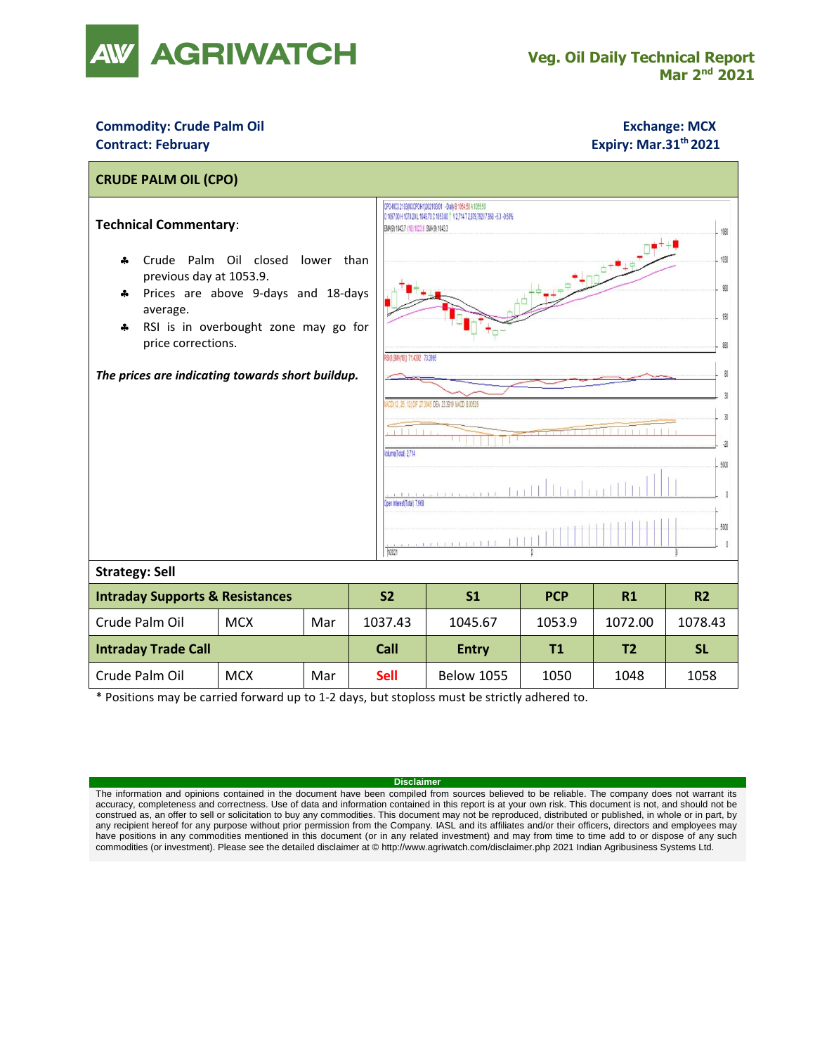# Veg. Oil Daily Technical Report
## Mar 2nd 2021

**Commodity: Crude Palm Oil**
**Contract: February**

**Exchange: MCX**
**Expiry: Mar.31th 2021**

## CRUDE PALM OIL (CPO)

**Technical Commentary**:

- Crude Palm Oil closed lower than previous day at 1053.9.
- Prices are above 9-days and 18-days average.
- RSI is in overbought zone may go for price corrections.

***The prices are indicating towards short buildup.***

**Strategy: Sell**

| Intraday Supports & Resistances | | | S2 | S1 | PCP | R1 | R2 |
|---|---|---|---|---|---|---|---|
| Crude Palm Oil | MCX | Mar | 1037.43 | 1045.67 | 1053.9 | 1072.00 | 1078.43 |
| **Intraday Trade Call** | | | **Call** | **Entry** | **T1** | **T2** | **SL** |
| Crude Palm Oil | MCX | Mar | **Sell** | Below 1055 | 1050 | 1048 | 1058 |

\* Positions may be carried forward up to 1-2 days, but stoploss must be strictly adhered to.

**Disclaimer**

The information and opinions contained in the document have been compiled from sources believed to be reliable. The company does not warrant its accuracy, completeness and correctness. Use of data and information contained in this report is at your own risk. This document is not, and should not be construed as, an offer to sell or solicitation to buy any commodities. This document may not be reproduced, distributed or published, in whole or in part, by any recipient hereof for any purpose without prior permission from the Company. IASL and its affiliates and/or their officers, directors and employees may have positions in any commodities mentioned in this document (or in any related investment) and may from time to time add to or dispose of any such commodities (or investment). Please see the detailed disclaimer at © http://www.agriwatch.com/disclaimer.php 2021 Indian Agribusiness Systems Ltd.